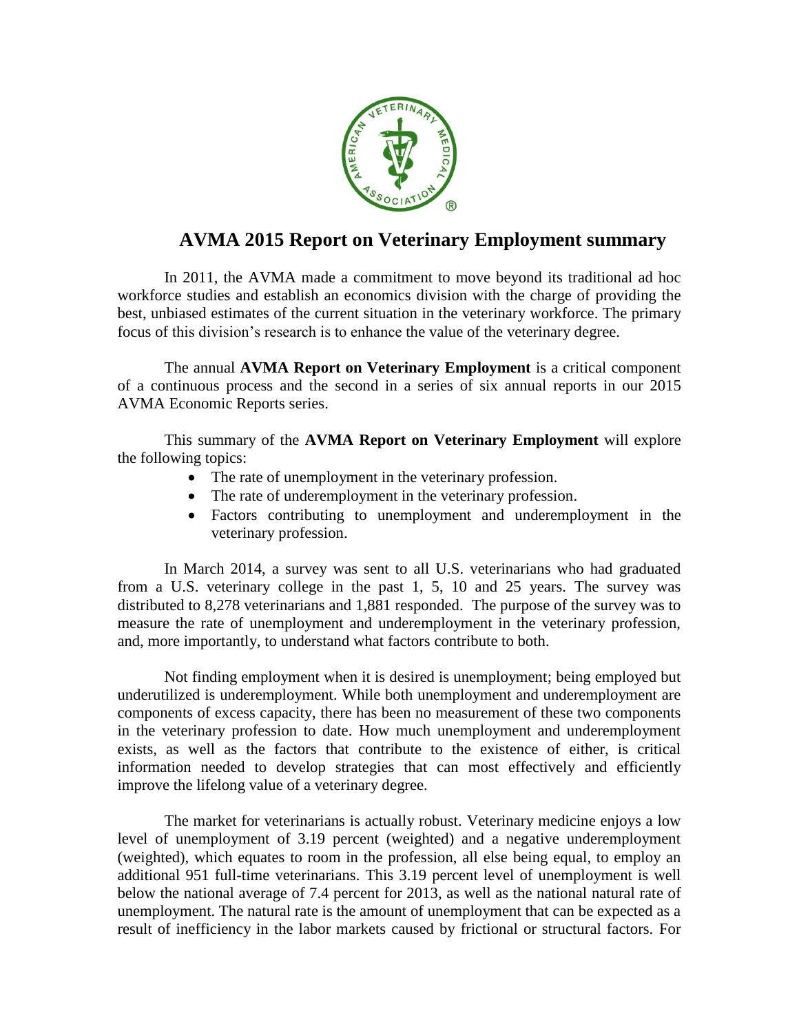# AVMA 2015 Report on Veterinary Employment summary

In 2011, the AVMA made a commitment to move beyond its traditional ad hoc workforce studies and establish an economics division with the charge of providing the best, unbiased estimates of the current situation in the veterinary workforce. The primary focus of this division's research is to enhance the value of the veterinary degree.

The annual **AVMA Report on Veterinary Employment** is a critical component of a continuous process and the second in a series of six annual reports in our 2015 AVMA Economic Reports series.

This summary of the **AVMA Report on Veterinary Employment** will explore the following topics:

- The rate of unemployment in the veterinary profession.
- The rate of underemployment in the veterinary profession.
- Factors contributing to unemployment and underemployment in the veterinary profession.

In March 2014, a survey was sent to all U.S. veterinarians who had graduated from a U.S. veterinary college in the past 1, 5, 10 and 25 years. The survey was distributed to 8,278 veterinarians and 1,881 responded. The purpose of the survey was to measure the rate of unemployment and underemployment in the veterinary profession, and, more importantly, to understand what factors contribute to both.

Not finding employment when it is desired is unemployment; being employed but underutilized is underemployment. While both unemployment and underemployment are components of excess capacity, there has been no measurement of these two components in the veterinary profession to date. How much unemployment and underemployment exists, as well as the factors that contribute to the existence of either, is critical information needed to develop strategies that can most effectively and efficiently improve the lifelong value of a veterinary degree.

The market for veterinarians is actually robust. Veterinary medicine enjoys a low level of unemployment of 3.19 percent (weighted) and a negative underemployment (weighted), which equates to room in the profession, all else being equal, to employ an additional 951 full-time veterinarians. This 3.19 percent level of unemployment is well below the national average of 7.4 percent for 2013, as well as the national natural rate of unemployment. The natural rate is the amount of unemployment that can be expected as a result of inefficiency in the labor markets caused by frictional or structural factors. For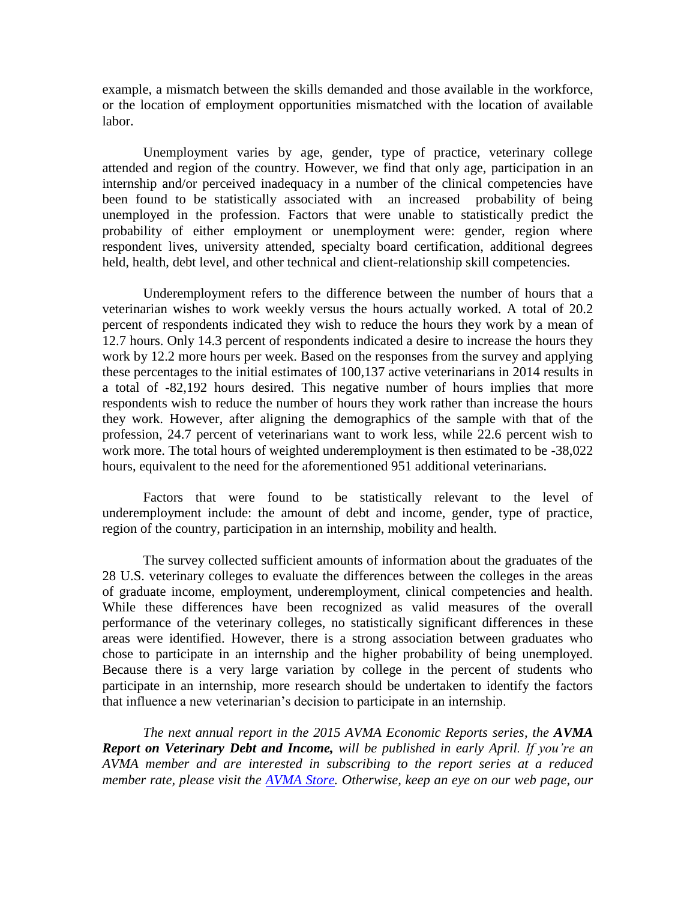example, a mismatch between the skills demanded and those available in the workforce, or the location of employment opportunities mismatched with the location of available labor.

Unemployment varies by age, gender, type of practice, veterinary college attended and region of the country. However, we find that only age, participation in an internship and/or perceived inadequacy in a number of the clinical competencies have been found to be statistically associated with an increased probability of being unemployed in the profession. Factors that were unable to statistically predict the probability of either employment or unemployment were: gender, region where respondent lives, university attended, specialty board certification, additional degrees held, health, debt level, and other technical and client-relationship skill competencies.

Underemployment refers to the difference between the number of hours that a veterinarian wishes to work weekly versus the hours actually worked. A total of 20.2 percent of respondents indicated they wish to reduce the hours they work by a mean of 12.7 hours. Only 14.3 percent of respondents indicated a desire to increase the hours they work by 12.2 more hours per week. Based on the responses from the survey and applying these percentages to the initial estimates of 100,137 active veterinarians in 2014 results in a total of -82,192 hours desired. This negative number of hours implies that more respondents wish to reduce the number of hours they work rather than increase the hours they work. However, after aligning the demographics of the sample with that of the profession, 24.7 percent of veterinarians want to work less, while 22.6 percent wish to work more. The total hours of weighted underemployment is then estimated to be -38,022 hours, equivalent to the need for the aforementioned 951 additional veterinarians.

Factors that were found to be statistically relevant to the level of underemployment include: the amount of debt and income, gender, type of practice, region of the country, participation in an internship, mobility and health.

The survey collected sufficient amounts of information about the graduates of the 28 U.S. veterinary colleges to evaluate the differences between the colleges in the areas of graduate income, employment, underemployment, clinical competencies and health. While these differences have been recognized as valid measures of the overall performance of the veterinary colleges, no statistically significant differences in these areas were identified. However, there is a strong association between graduates who chose to participate in an internship and the higher probability of being unemployed. Because there is a very large variation by college in the percent of students who participate in an internship, more research should be undertaken to identify the factors that influence a new veterinarian's decision to participate in an internship.

*The next annual report in the 2015 AVMA Economic Reports series, the **AVMA Report on Veterinary Debt and Income,** will be published in early April. If you're an AVMA member and are interested in subscribing to the report series at a reduced member rate, please visit the [AVMA Store](). Otherwise, keep an eye on our web page, our*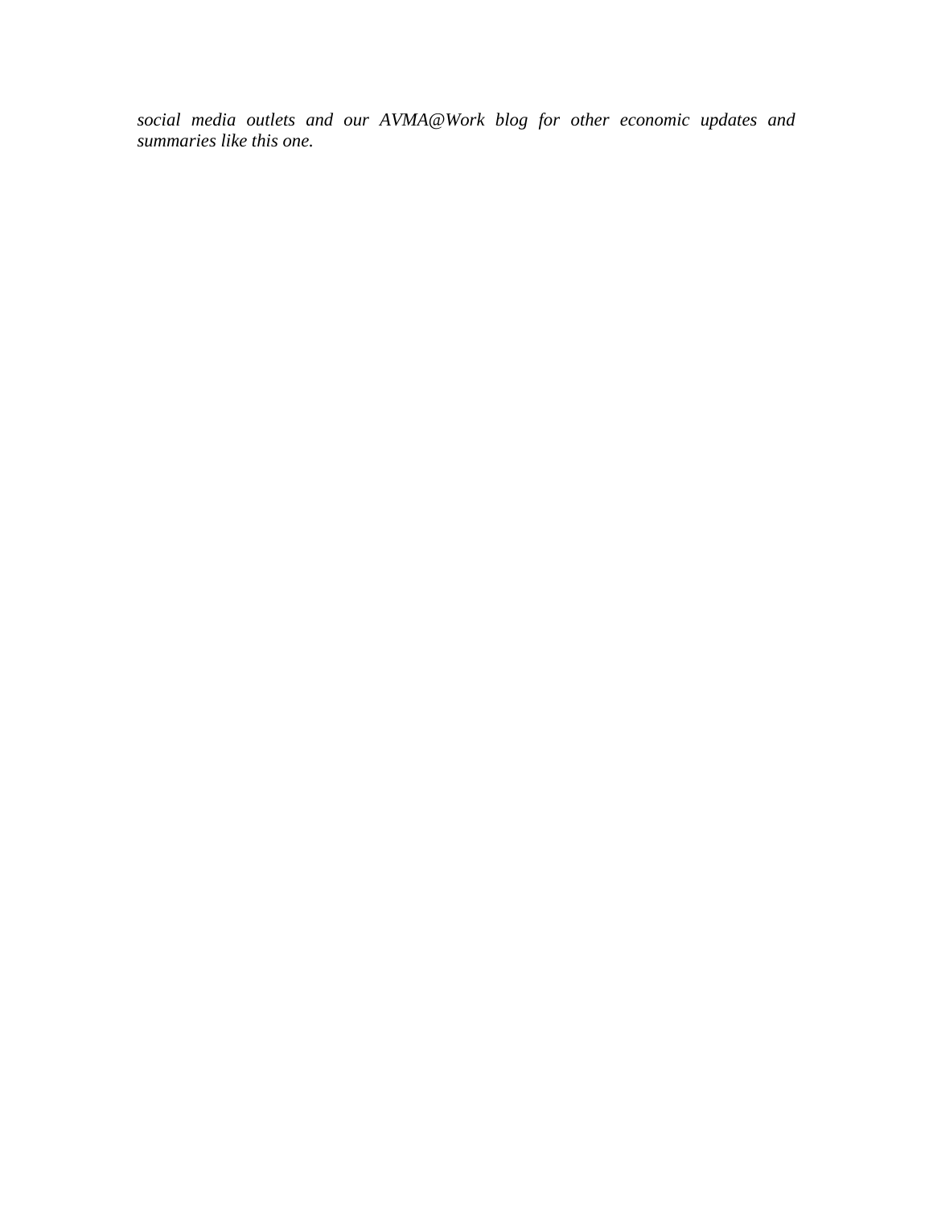*social media outlets and our AVMA@Work blog for other economic updates and summaries like this one.*